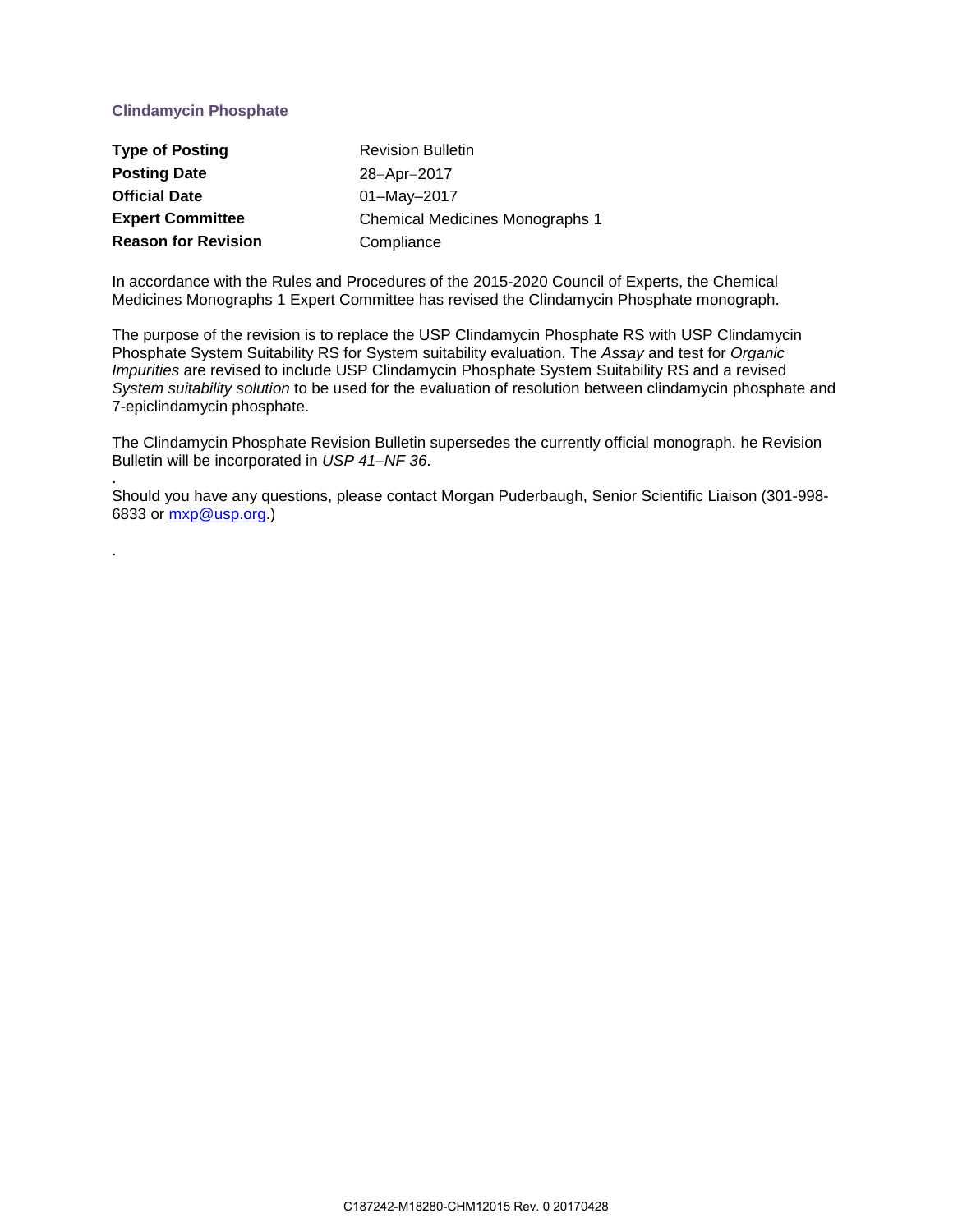## Clindamycin Phosphate

| | |
|---|---|
| **Type of Posting** | Revision Bulletin |
| **Posting Date** | 28–Apr–2017 |
| **Official Date** | 01–May–2017 |
| **Expert Committee** | Chemical Medicines Monographs 1 |
| **Reason for Revision** | Compliance |

In accordance with the Rules and Procedures of the 2015-2020 Council of Experts, the Chemical Medicines Monographs 1 Expert Committee has revised the Clindamycin Phosphate monograph.

The purpose of the revision is to replace the USP Clindamycin Phosphate RS with USP Clindamycin Phosphate System Suitability RS for System suitability evaluation. The *Assay* and test for *Organic Impurities* are revised to include USP Clindamycin Phosphate System Suitability RS and a revised *System suitability solution* to be used for the evaluation of resolution between clindamycin phosphate and 7-epiclindamycin phosphate.

The Clindamycin Phosphate Revision Bulletin supersedes the currently official monograph. he Revision Bulletin will be incorporated in *USP 41–NF 36*.

.

Should you have any questions, please contact Morgan Puderbaugh, Senior Scientific Liaison (301-998-6833 or mxp@usp.org.)

.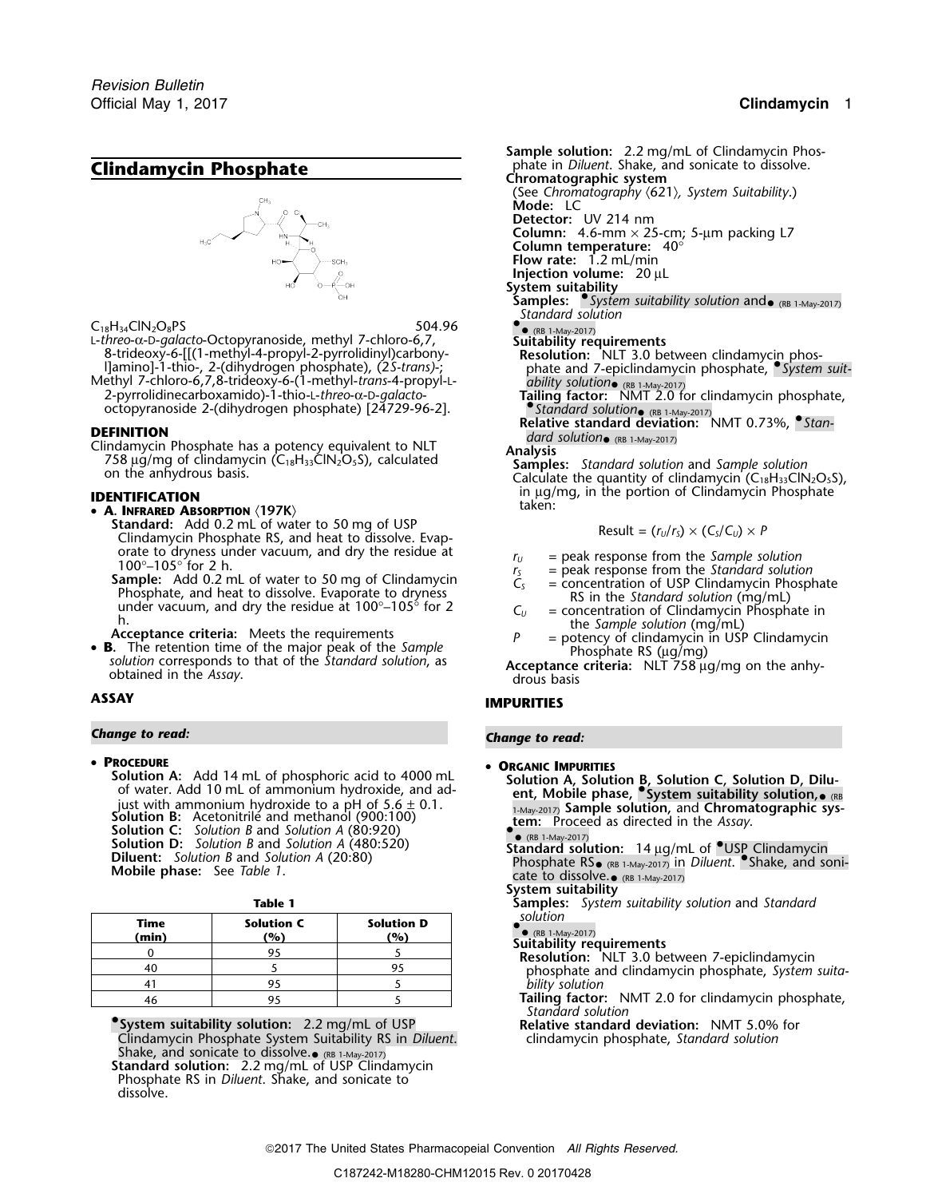# Clindamycin Phosphate

$C_{18}H_{34}ClN_2O_8PS$ 504.96

L-*threo*-α-D-*galacto*-Octopyranoside, methyl 7-chloro-6,7,8-trideoxy-6-[[(1-methyl-4-propyl-2-pyrrolidinyl)carbonyl]amino]-1-thio-, 2-(dihydrogen phosphate), (2*S*-*trans*)-;
Methyl 7-chloro-6,7,8-trideoxy-6-(1-methyl-*trans*-4-propyl-L-2-pyrrolidinecarboxamido)-1-thio-L-*threo*-α-D-*galacto*-octopyranoside 2-(dihydrogen phosphate) [24729-96-2].

## DEFINITION

Clindamycin Phosphate has a potency equivalent to NLT 758 µg/mg of clindamycin ($C_{18}H_{33}ClN_2O_5S$), calculated on the anhydrous basis.

## IDENTIFICATION

- **A. Infrared Absorption** ⟨197K⟩
  **Standard:** Add 0.2 mL of water to 50 mg of USP Clindamycin Phosphate RS, and heat to dissolve. Evaporate to dryness under vacuum, and dry the residue at 100°–105° for 2 h.
  **Sample:** Add 0.2 mL of water to 50 mg of Clindamycin Phosphate, and heat to dissolve. Evaporate to dryness under vacuum, and dry the residue at 100°–105° for 2 h.
  **Acceptance criteria:** Meets the requirements
- **B.** The retention time of the major peak of the *Sample solution* corresponds to that of the *Standard solution*, as obtained in the *Assay*.

## ASSAY

***Change to read:***

- **Procedure**
  **Solution A:** Add 14 mL of phosphoric acid to 4000 mL of water. Add 10 mL of ammonium hydroxide, and adjust with ammonium hydroxide to a pH of 5.6 ± 0.1.
  **Solution B:** Acetonitrile and methanol (900:100)
  **Solution C:** *Solution B* and *Solution A* (80:920)
  **Solution D:** *Solution B* and *Solution A* (480:520)
  **Diluent:** *Solution B* and *Solution A* (20:80)
  **Mobile phase:** See *Table 1*.

**Table 1**

| Time (min) | Solution C (%) | Solution D (%) |
|---|---|---|
| 0 | 95 | 5 |
| 40 | 5 | 95 |
| 41 | 95 | 5 |
| 46 | 95 | 5 |

•**System suitability solution:** 2.2 mg/mL of USP Clindamycin Phosphate System Suitability RS in *Diluent*. Shake, and sonicate to dissolve.• (RB 1-May-2017)
**Standard solution:** 2.2 mg/mL of USP Clindamycin Phosphate RS in *Diluent*. Shake, and sonicate to dissolve.
**Sample solution:** 2.2 mg/mL of Clindamycin Phosphate in *Diluent*. Shake, and sonicate to dissolve.
**Chromatographic system**
(See *Chromatography* ⟨621⟩, *System Suitability*.)
**Mode:** LC
**Detector:** UV 214 nm
**Column:** 4.6-mm × 25-cm; 5-µm packing L7
**Column temperature:** 40°
**Flow rate:** 1.2 mL/min
**Injection volume:** 20 µL
**System suitability**
**Samples:** •*System suitability solution* and• (RB 1-May-2017) *Standard solution*
•• (RB 1-May-2017)
**Suitability requirements**
**Resolution:** NLT 3.0 between clindamycin phosphate and 7-epiclindamycin phosphate, •*System suitability solution*• (RB 1-May-2017)
**Tailing factor:** NMT 2.0 for clindamycin phosphate, •*Standard solution*• (RB 1-May-2017)
**Relative standard deviation:** NMT 0.73%, •*Standard solution*• (RB 1-May-2017)
**Analysis**
**Samples:** *Standard solution* and *Sample solution*
Calculate the quantity of clindamycin ($C_{18}H_{33}ClN_2O_5S$), in µg/mg, in the portion of Clindamycin Phosphate taken:

$$\text{Result} = (r_U/r_S) \times (C_S/C_U) \times P$$

$r_U$ = peak response from the *Sample solution*
$r_S$ = peak response from the *Standard solution*
$C_S$ = concentration of USP Clindamycin Phosphate RS in the *Standard solution* (mg/mL)
$C_U$ = concentration of Clindamycin Phosphate in the *Sample solution* (mg/mL)
$P$ = potency of clindamycin in USP Clindamycin Phosphate RS (µg/mg)

**Acceptance criteria:** NLT 758 µg/mg on the anhydrous basis

## IMPURITIES

***Change to read:***

- **Organic Impurities**
  **Solution A, Solution B, Solution C, Solution D, Diluent, Mobile phase, •System suitability solution,• (RB 1-May-2017) Sample solution,** and **Chromatographic system:** Proceed as directed in the *Assay*.
  •• (RB 1-May-2017)
  **Standard solution:** 14 µg/mL of •USP Clindamycin Phosphate RS• (RB 1-May-2017) in *Diluent*. •Shake, and sonicate to dissolve.• (RB 1-May-2017)
  **System suitability**
  **Samples:** *System suitability solution* and *Standard solution*
  •• (RB 1-May-2017)
  **Suitability requirements**
  **Resolution:** NLT 3.0 between 7-epiclindamycin phosphate and clindamycin phosphate, *System suitability solution*
  **Tailing factor:** NMT 2.0 for clindamycin phosphate, *Standard solution*
  **Relative standard deviation:** NMT 5.0% for clindamycin phosphate, *Standard solution*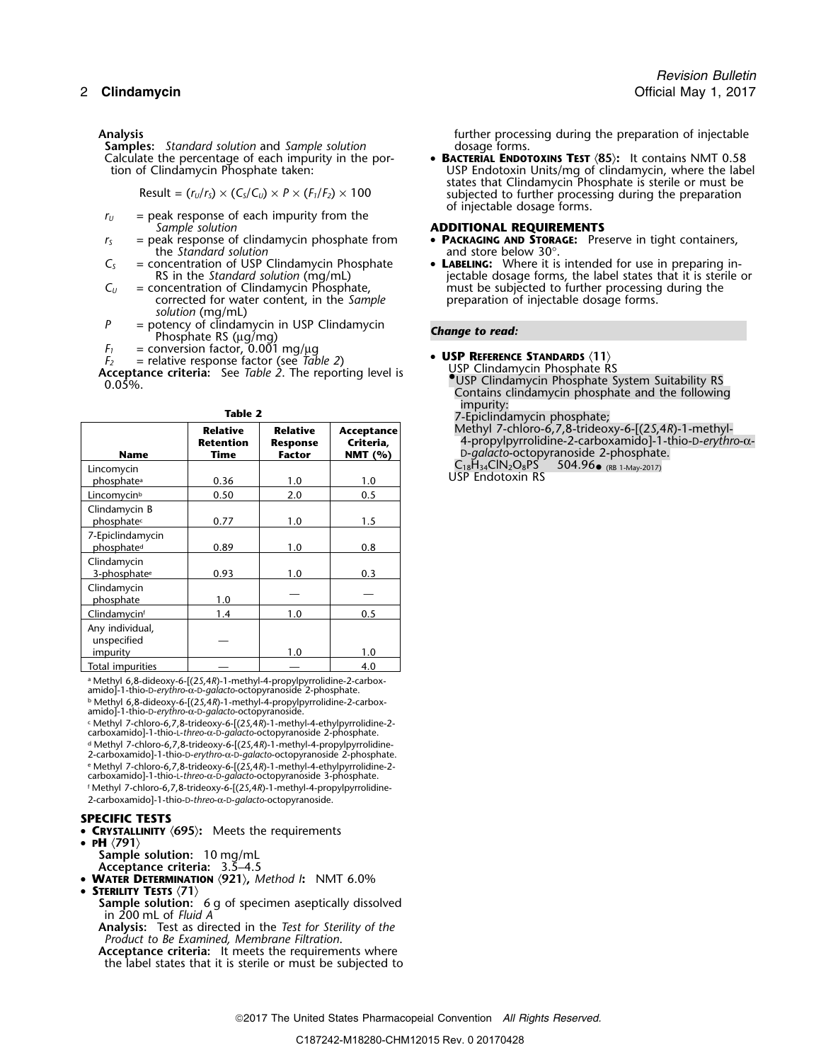**Analysis**

**Samples:** *Standard solution* and *Sample solution*

Calculate the percentage of each impurity in the portion of Clindamycin Phosphate taken:

$$\text{Result} = (r_U/r_S) \times (C_S/C_U) \times P \times (F_1/F_2) \times 100$$

$r_U$ = peak response of each impurity from the *Sample solution*

$r_S$ = peak response of clindamycin phosphate from the *Standard solution*

$C_S$ = concentration of USP Clindamycin Phosphate RS in the *Standard solution* (mg/mL)

$C_U$ = concentration of Clindamycin Phosphate, corrected for water content, in the *Sample solution* (mg/mL)

$P$ = potency of clindamycin in USP Clindamycin Phosphate RS (µg/mg)

$F_1$ = conversion factor, 0.001 mg/µg

$F_2$ = relative response factor (see *Table 2*)

**Acceptance criteria:** See *Table 2*. The reporting level is 0.05%.

**Table 2**

| Name | Relative Retention Time | Relative Response Factor | Acceptance Criteria, NMT (%) |
|---|---|---|---|
| Lincomycin phosphate[a] | 0.36 | 1.0 | 1.0 |
| Lincomycin[b] | 0.50 | 2.0 | 0.5 |
| Clindamycin B phosphate[c] | 0.77 | 1.0 | 1.5 |
| 7-Epiclindamycin phosphate[d] | 0.89 | 1.0 | 0.8 |
| Clindamycin 3-phosphate[e] | 0.93 | 1.0 | 0.3 |
| Clindamycin phosphate | 1.0 | — | — |
| Clindamycin[f] | 1.4 | 1.0 | 0.5 |
| Any individual, unspecified impurity | — | 1.0 | 1.0 |
| Total impurities | — | — | 4.0 |

[a] Methyl 6,8-dideoxy-6-[(2*S*,4*R*)-1-methyl-4-propylpyrrolidine-2-carboxamido]-1-thio-D-*erythro*-α-D-*galacto*-octopyranoside 2-phosphate.

[b] Methyl 6,8-dideoxy-6-[(2*S*,4*R*)-1-methyl-4-propylpyrrolidine-2-carboxamido]-1-thio-D-*erythro*-α-D-*galacto*-octopyranoside.

[c] Methyl 7-chloro-6,7,8-trideoxy-6-[(2*S*,4*R*)-1-methyl-4-ethylpyrrolidine-2-carboxamido]-1-thio-L-*threo*-α-D-*galacto*-octopyranoside 2-phosphate.

[d] Methyl 7-chloro-6,7,8-trideoxy-6-[(2*S*,4*R*)-1-methyl-4-propylpyrrolidine-2-carboxamido]-1-thio-D-*erythro*-α-D-*galacto*-octopyranoside 2-phosphate.

[e] Methyl 7-chloro-6,7,8-trideoxy-6-[(2*S*,4*R*)-1-methyl-4-ethylpyrrolidine-2-carboxamido]-1-thio-L-*threo*-α-D-*galacto*-octopyranoside 3-phosphate.

[f] Methyl 7-chloro-6,7,8-trideoxy-6-[(2*S*,4*R*)-1-methyl-4-propylpyrrolidine-2-carboxamido]-1-thio-D-*threo*-α-D-*galacto*-octopyranoside.

## SPECIFIC TESTS

- **Crystallinity ⟨695⟩:** Meets the requirements
- **pH ⟨791⟩**
  **Sample solution:** 10 mg/mL
  **Acceptance criteria:** 3.5–4.5
- **Water Determination ⟨921⟩,** *Method I***:** NMT 6.0%
- **Sterility Tests ⟨71⟩**
  **Sample solution:** 6 g of specimen aseptically dissolved in 200 mL of *Fluid A*
  **Analysis:** Test as directed in the *Test for Sterility of the Product to Be Examined, Membrane Filtration*.
  **Acceptance criteria:** It meets the requirements where the label states that it is sterile or must be subjected to further processing during the preparation of injectable dosage forms.
- **Bacterial Endotoxins Test ⟨85⟩:** It contains NMT 0.58 USP Endotoxin Units/mg of clindamycin, where the label states that Clindamycin Phosphate is sterile or must be subjected to further processing during the preparation of injectable dosage forms.

## ADDITIONAL REQUIREMENTS

- **Packaging and Storage:** Preserve in tight containers, and store below 30°.
- **Labeling:** Where it is intended for use in preparing injectable dosage forms, the label states that it is sterile or must be subjected to further processing during the preparation of injectable dosage forms.

***Change to read:***

- **USP Reference Standards ⟨11⟩**
  USP Clindamycin Phosphate RS
  •USP Clindamycin Phosphate System Suitability RS
  Contains clindamycin phosphate and the following impurity:
  7-Epiclindamycin phosphate;
  Methyl 7-chloro-6,7,8-trideoxy-6-[(2*S*,4*R*)-1-methyl-4-propylpyrrolidine-2-carboxamido]-1-thio-D-*erythro*-α-D-*galacto*-octopyranoside 2-phosphate.
  $C_{18}H_{34}ClN_2O_8PS$ 504.96• (RB 1-May-2017)
  USP Endotoxin RS